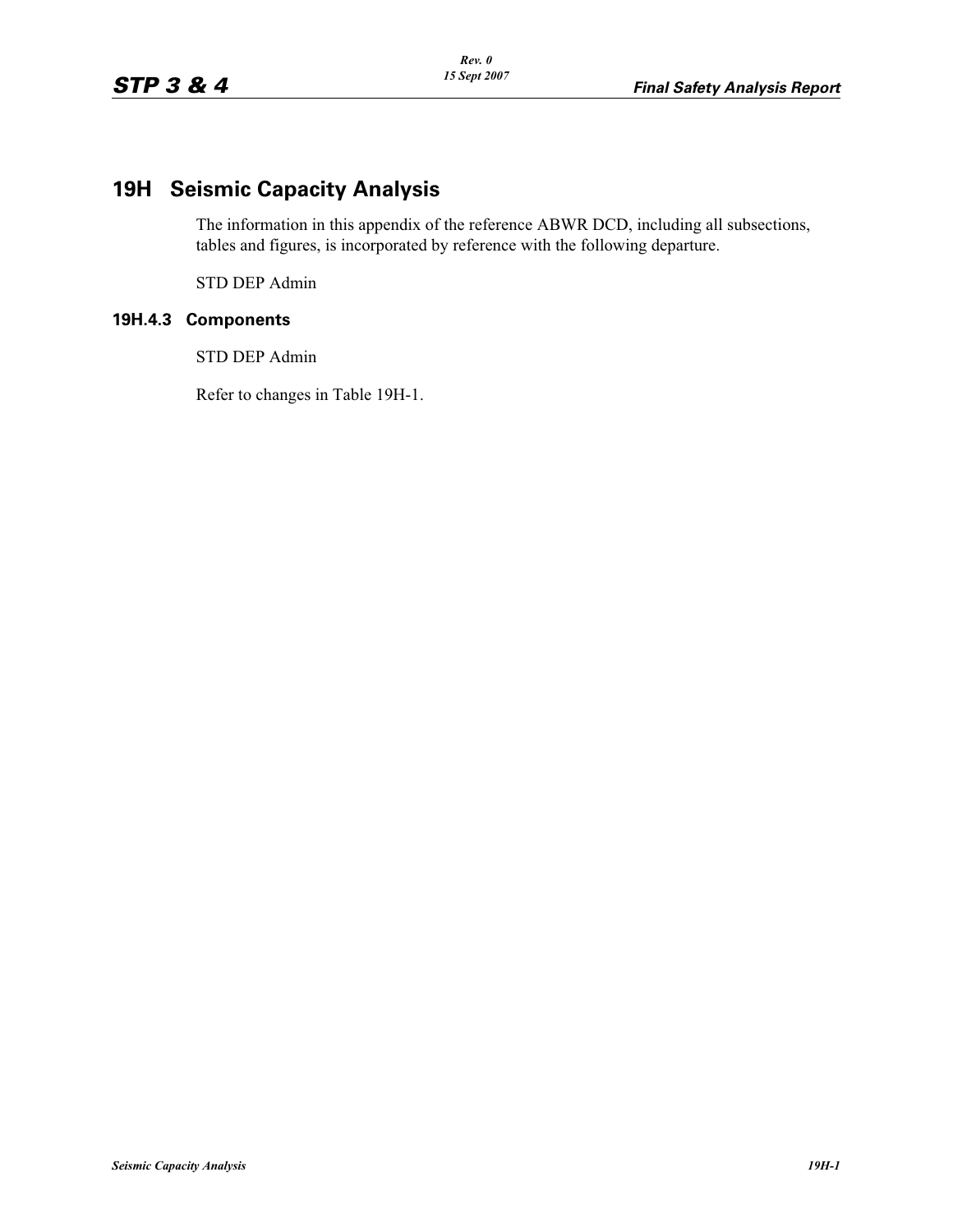# 19H Seismic Capacity Analysis

The information in this appendix of the reference ABWR DCD, including all subsections, tables and figures, is incorporated by reference with the following departure.

STD DEP Admin

### 19H.4.3 Components

STD DEP Admin

Refer to changes in Table 19H-1.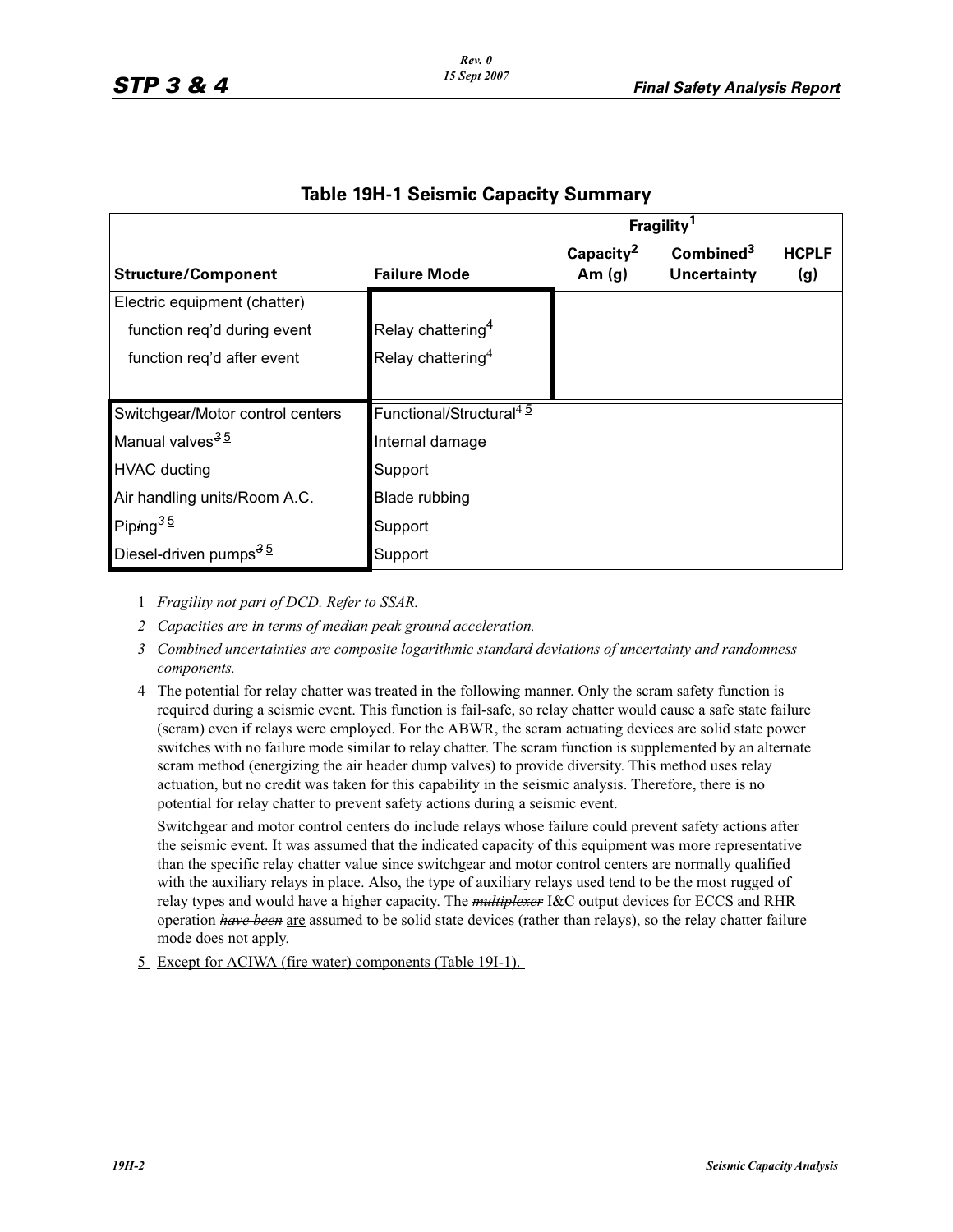## Table 19H-1 Seismic Capacity Summary

| Structure/Component | Failure Mode | Fragility[1] Capacity[2] Am (g) | Combined[3] Uncertainty | HCPLF (g) |
|---|---|---|---|---|
| Electric equipment (chatter) | | | | |
| function req'd during event | Relay chattering[4] | | | |
| function req'd after event | Relay chattering[4] | | | |
| Switchgear/Motor control centers | Functional/Structural[4 5] | | | |
| Manual valves[~~3~~ 5] | Internal damage | | | |
| HVAC ducting | Support | | | |
| Air handling units/Room A.C. | Blade rubbing | | | |
| Pip~~i~~ng[~~3~~ 5] | Support | | | |
| Diesel-driven pumps[~~3~~ 5] | Support | | | |

1 *Fragility not part of DCD. Refer to SSAR.*

2 *Capacities are in terms of median peak ground acceleration.*

3 *Combined uncertainties are composite logarithmic standard deviations of uncertainty and randomness components.*

4 The potential for relay chatter was treated in the following manner. Only the scram safety function is required during a seismic event. This function is fail-safe, so relay chatter would cause a safe state failure (scram) even if relays were employed. For the ABWR, the scram actuating devices are solid state power switches with no failure mode similar to relay chatter. The scram function is supplemented by an alternate scram method (energizing the air header dump valves) to provide diversity. This method uses relay actuation, but no credit was taken for this capability in the seismic analysis. Therefore, there is no potential for relay chatter to prevent safety actions during a seismic event.

Switchgear and motor control centers do include relays whose failure could prevent safety actions after the seismic event. It was assumed that the indicated capacity of this equipment was more representative than the specific relay chatter value since switchgear and motor control centers are normally qualified with the auxiliary relays in place. Also, the type of auxiliary relays used tend to be the most rugged of relay types and would have a higher capacity. The ~~*multiplexer*~~ I&C output devices for ECCS and RHR operation ~~*have been*~~ are assumed to be solid state devices (rather than relays), so the relay chatter failure mode does not apply.

5 Except for ACIWA (fire water) components (Table 19I-1).